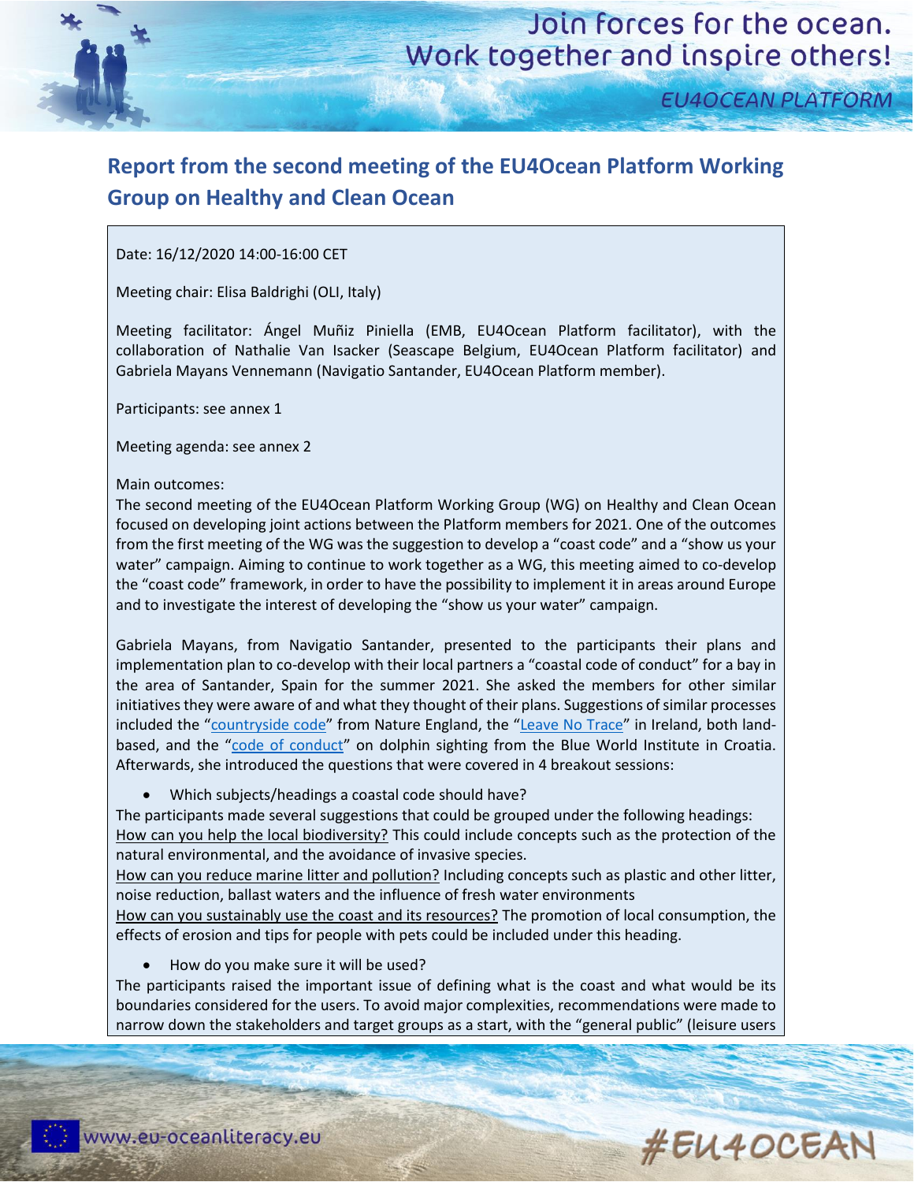# Report from the second meeting of the EU4Ocean Platform Working Group on Healthy and Clean Ocean

Date: 16/12/2020 14:00-16:00 CET

Meeting chair: Elisa Baldrighi (OLI, Italy)

Meeting facilitator: Ángel Muñiz Piniella (EMB, EU4Ocean Platform facilitator), with the collaboration of Nathalie Van Isacker (Seascape Belgium, EU4Ocean Platform facilitator) and Gabriela Mayans Vennemann (Navigatio Santander, EU4Ocean Platform member).

Participants: see annex 1

Meeting agenda: see annex 2

Main outcomes:

The second meeting of the EU4Ocean Platform Working Group (WG) on Healthy and Clean Ocean focused on developing joint actions between the Platform members for 2021. One of the outcomes from the first meeting of the WG was the suggestion to develop a "coast code" and a "show us your water" campaign. Aiming to continue to work together as a WG, this meeting aimed to co-develop the "coast code" framework, in order to have the possibility to implement it in areas around Europe and to investigate the interest of developing the "show us your water" campaign.

Gabriela Mayans, from Navigatio Santander, presented to the participants their plans and implementation plan to co-develop with their local partners a "coastal code of conduct" for a bay in the area of Santander, Spain for the summer 2021. She asked the members for other similar initiatives they were aware of and what they thought of their plans. Suggestions of similar processes included the "countryside code" from Nature England, the "Leave No Trace" in Ireland, both land-based, and the "code of conduct" on dolphin sighting from the Blue World Institute in Croatia. Afterwards, she introduced the questions that were covered in 4 breakout sessions:

- Which subjects/headings a coastal code should have?

The participants made several suggestions that could be grouped under the following headings:

How can you help the local biodiversity? This could include concepts such as the protection of the natural environmental, and the avoidance of invasive species.

How can you reduce marine litter and pollution? Including concepts such as plastic and other litter, noise reduction, ballast waters and the influence of fresh water environments

How can you sustainably use the coast and its resources? The promotion of local consumption, the effects of erosion and tips for people with pets could be included under this heading.

- How do you make sure it will be used?

The participants raised the important issue of defining what is the coast and what would be its boundaries considered for the users. To avoid major complexities, recommendations were made to narrow down the stakeholders and target groups as a start, with the "general public" (leisure users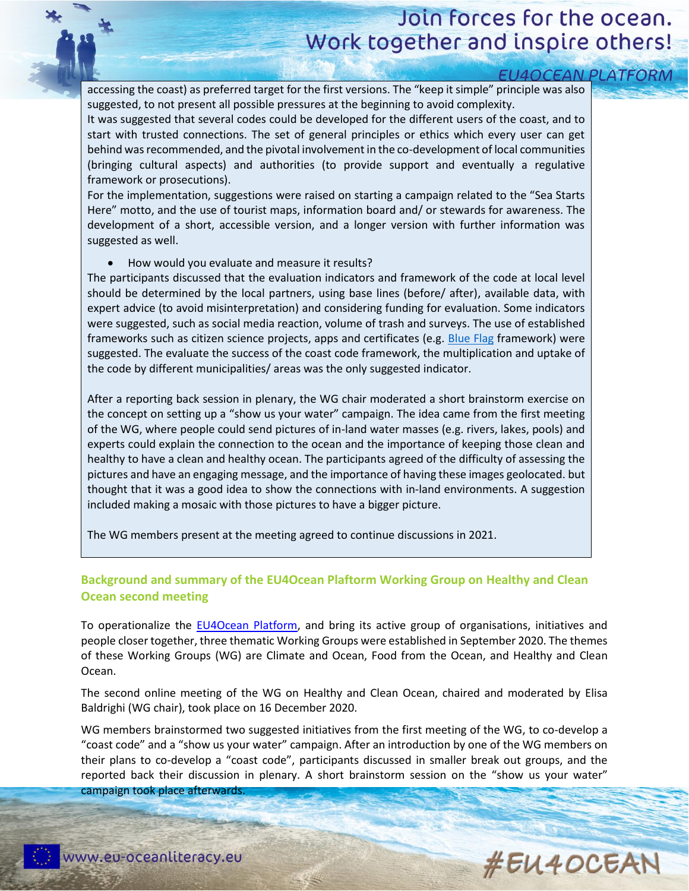accessing the coast) as preferred target for the first versions. The "keep it simple" principle was also suggested, to not present all possible pressures at the beginning to avoid complexity.

It was suggested that several codes could be developed for the different users of the coast, and to start with trusted connections. The set of general principles or ethics which every user can get behind was recommended, and the pivotal involvement in the co-development of local communities (bringing cultural aspects) and authorities (to provide support and eventually a regulative framework or prosecutions).

For the implementation, suggestions were raised on starting a campaign related to the "Sea Starts Here" motto, and the use of tourist maps, information board and/ or stewards for awareness. The development of a short, accessible version, and a longer version with further information was suggested as well.

- How would you evaluate and measure it results?

The participants discussed that the evaluation indicators and framework of the code at local level should be determined by the local partners, using base lines (before/ after), available data, with expert advice (to avoid misinterpretation) and considering funding for evaluation. Some indicators were suggested, such as social media reaction, volume of trash and surveys. The use of established frameworks such as citizen science projects, apps and certificates (e.g. Blue Flag framework) were suggested. The evaluate the success of the coast code framework, the multiplication and uptake of the code by different municipalities/ areas was the only suggested indicator.

After a reporting back session in plenary, the WG chair moderated a short brainstorm exercise on the concept on setting up a "show us your water" campaign. The idea came from the first meeting of the WG, where people could send pictures of in-land water masses (e.g. rivers, lakes, pools) and experts could explain the connection to the ocean and the importance of keeping those clean and healthy to have a clean and healthy ocean. The participants agreed of the difficulty of assessing the pictures and have an engaging message, and the importance of having these images geolocated. but thought that it was a good idea to show the connections with in-land environments. A suggestion included making a mosaic with those pictures to have a bigger picture.

The WG members present at the meeting agreed to continue discussions in 2021.

## Background and summary of the EU4Ocean Plaftorm Working Group on Healthy and Clean Ocean second meeting

To operationalize the EU4Ocean Platform, and bring its active group of organisations, initiatives and people closer together, three thematic Working Groups were established in September 2020. The themes of these Working Groups (WG) are Climate and Ocean, Food from the Ocean, and Healthy and Clean Ocean.

The second online meeting of the WG on Healthy and Clean Ocean, chaired and moderated by Elisa Baldrighi (WG chair), took place on 16 December 2020.

WG members brainstormed two suggested initiatives from the first meeting of the WG, to co-develop a "coast code" and a "show us your water" campaign. After an introduction by one of the WG members on their plans to co-develop a "coast code", participants discussed in smaller break out groups, and the reported back their discussion in plenary. A short brainstorm session on the "show us your water" campaign took place afterwards.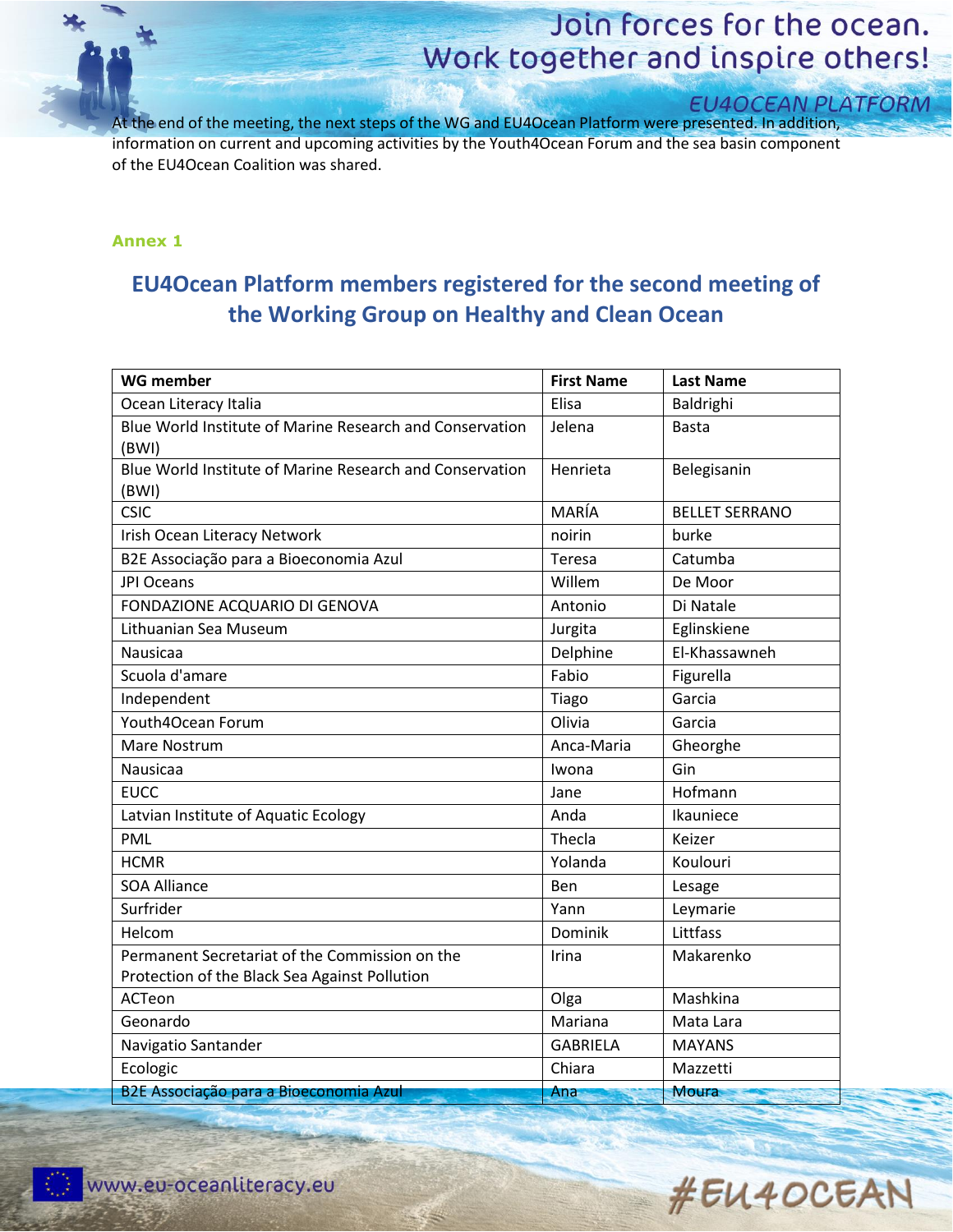At the end of the meeting, the next steps of the WG and EU4Ocean Platform were presented. In addition, information on current and upcoming activities by the Youth4Ocean Forum and the sea basin component of the EU4Ocean Coalition was shared.

**Annex 1**

## EU4Ocean Platform members registered for the second meeting of the Working Group on Healthy and Clean Ocean

| WG member | First Name | Last Name |
|---|---|---|
| Ocean Literacy Italia | Elisa | Baldrighi |
| Blue World Institute of Marine Research and Conservation (BWI) | Jelena | Basta |
| Blue World Institute of Marine Research and Conservation (BWI) | Henrieta | Belegisanin |
| CSIC | MARÍA | BELLET SERRANO |
| Irish Ocean Literacy Network | noirin | burke |
| B2E Associação para a Bioeconomia Azul | Teresa | Catumba |
| JPI Oceans | Willem | De Moor |
| FONDAZIONE ACQUARIO DI GENOVA | Antonio | Di Natale |
| Lithuanian Sea Museum | Jurgita | Eglinskiene |
| Nausicaa | Delphine | El-Khassawneh |
| Scuola d'amare | Fabio | Figurella |
| Independent | Tiago | Garcia |
| Youth4Ocean Forum | Olivia | Garcia |
| Mare Nostrum | Anca-Maria | Gheorghe |
| Nausicaa | Iwona | Gin |
| EUCC | Jane | Hofmann |
| Latvian Institute of Aquatic Ecology | Anda | Ikauniece |
| PML | Thecla | Keizer |
| HCMR | Yolanda | Koulouri |
| SOA Alliance | Ben | Lesage |
| Surfrider | Yann | Leymarie |
| Helcom | Dominik | Littfass |
| Permanent Secretariat of the Commission on the Protection of the Black Sea Against Pollution | Irina | Makarenko |
| ACTeon | Olga | Mashkina |
| Geonardo | Mariana | Mata Lara |
| Navigatio Santander | GABRIELA | MAYANS |
| Ecologic | Chiara | Mazzetti |
| B2E Associação para a Bioeconomia Azul | Ana | Moura |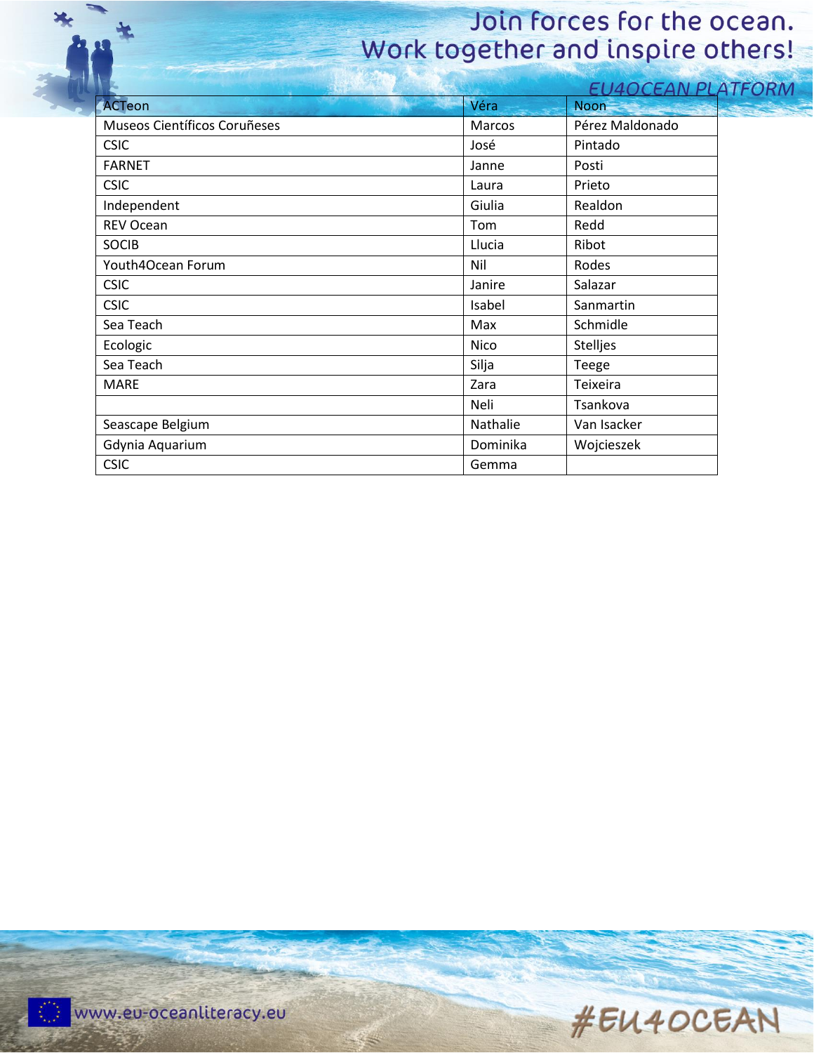| ACTeon | Véra | Noon |
|---|---|---|
| Museos Científicos Coruñeses | Marcos | Pérez Maldonado |
| CSIC | José | Pintado |
| FARNET | Janne | Posti |
| CSIC | Laura | Prieto |
| Independent | Giulia | Realdon |
| REV Ocean | Tom | Redd |
| SOCIB | Llucia | Ribot |
| Youth4Ocean Forum | Nil | Rodes |
| CSIC | Janire | Salazar |
| CSIC | Isabel | Sanmartin |
| Sea Teach | Max | Schmidle |
| Ecologic | Nico | Stelljes |
| Sea Teach | Silja | Teege |
| MARE | Zara | Teixeira |
| | Neli | Tsankova |
| Seascape Belgium | Nathalie | Van Isacker |
| Gdynia Aquarium | Dominika | Wojcieszek |
| CSIC | Gemma | |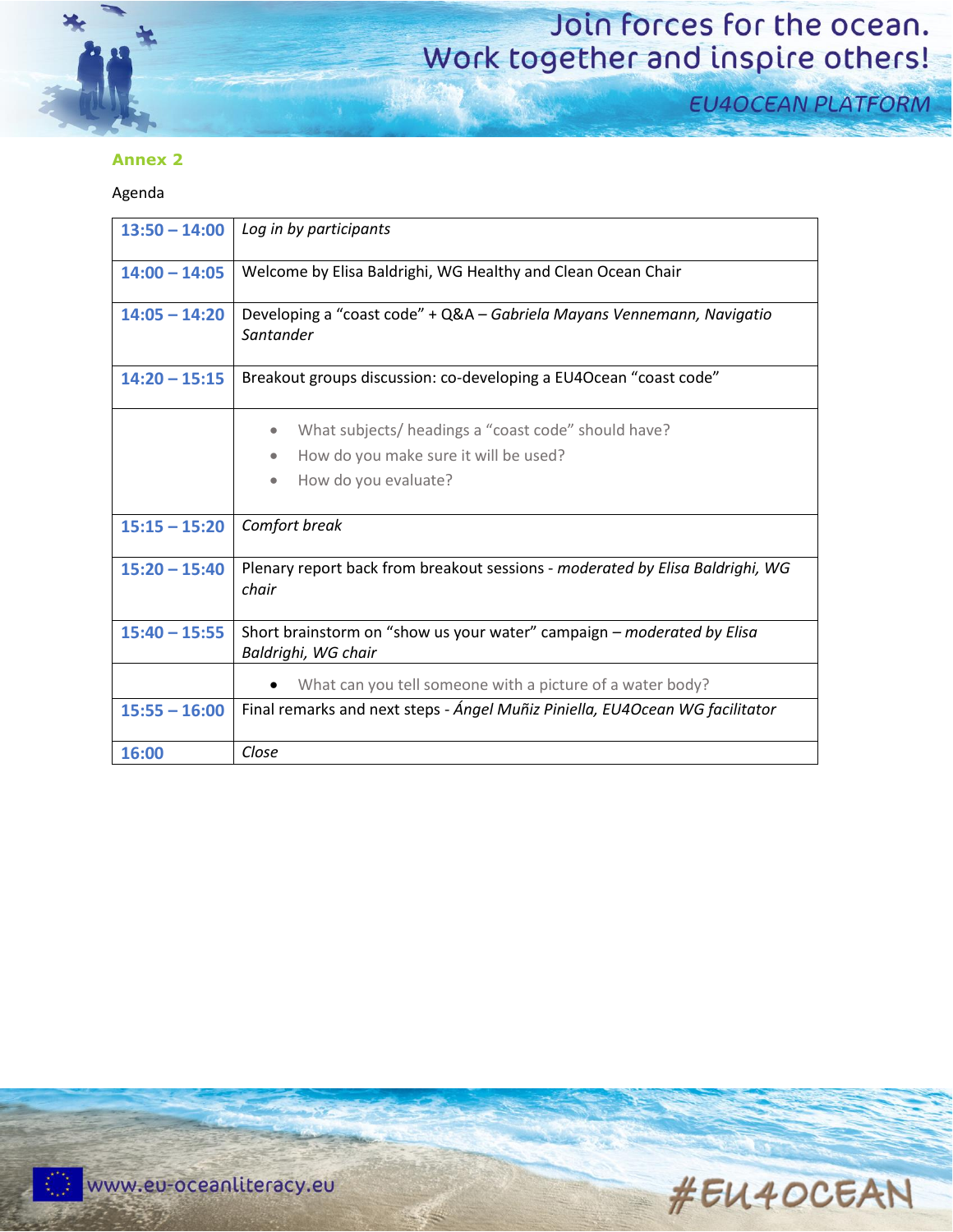## Annex 2

Agenda

| | |
|---|---|
| 13:50 – 14:00 | *Log in by participants* |
| 14:00 – 14:05 | Welcome by Elisa Baldrighi, WG Healthy and Clean Ocean Chair |
| 14:05 – 14:20 | Developing a "coast code" + Q&A – *Gabriela Mayans Vennemann, Navigatio Santander* |
| 14:20 – 15:15 | Breakout groups discussion: co-developing a EU4Ocean "coast code" |
| | • What subjects/ headings a "coast code" should have? • How do you make sure it will be used? • How do you evaluate? |
| 15:15 – 15:20 | *Comfort break* |
| 15:20 – 15:40 | Plenary report back from breakout sessions - *moderated by Elisa Baldrighi, WG chair* |
| 15:40 – 15:55 | Short brainstorm on "show us your water" campaign – *moderated by Elisa Baldrighi, WG chair* |
| | • What can you tell someone with a picture of a water body? |
| 15:55 – 16:00 | Final remarks and next steps - *Ángel Muñiz Piniella, EU4Ocean WG facilitator* |
| 16:00 | *Close* |